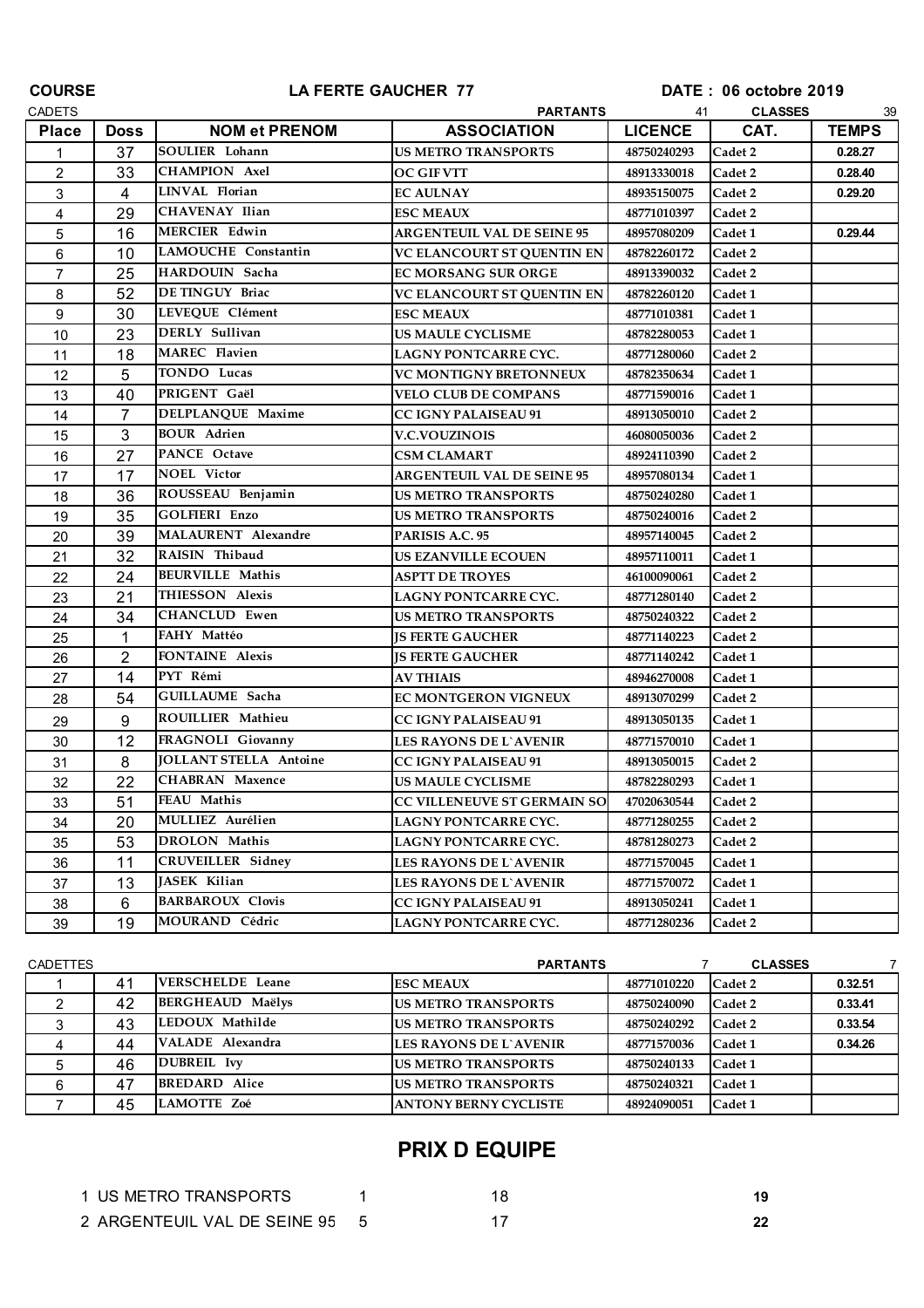**COURSE** **LA FERTE GAUCHER 77** **DATE : 06 octobre 2019**

| CADETS | | | PARTANTS | 41 | CLASSES | 39 |
|---|---|---|---|---|---|---|
| **Place** | **Doss** | **NOM et PRENOM** | **ASSOCIATION** | **LICENCE** | **CAT.** | **TEMPS** |
| 1 | 37 | SOULIER Lohann | US METRO TRANSPORTS | 48750240293 | Cadet 2 | 0.28.27 |
| 2 | 33 | CHAMPION Axel | OC GIF VTT | 48913330018 | Cadet 2 | 0.28.40 |
| 3 | 4 | LINVAL Florian | EC AULNAY | 48935150075 | Cadet 2 | 0.29.20 |
| 4 | 29 | CHAVENAY Ilian | ESC MEAUX | 48771010397 | Cadet 2 | |
| 5 | 16 | MERCIER Edwin | ARGENTEUIL VAL DE SEINE 95 | 48957080209 | Cadet 1 | 0.29.44 |
| 6 | 10 | LAMOUCHE Constantin | VC ELANCOURT ST QUENTIN EN | 48782260172 | Cadet 2 | |
| 7 | 25 | HARDOUIN Sacha | EC MORSANG SUR ORGE | 48913390032 | Cadet 2 | |
| 8 | 52 | DE TINGUY Briac | VC ELANCOURT ST QUENTIN EN | 48782260120 | Cadet 1 | |
| 9 | 30 | LEVEQUE Clément | ESC MEAUX | 48771010381 | Cadet 1 | |
| 10 | 23 | DERLY Sullivan | US MAULE CYCLISME | 48782280053 | Cadet 1 | |
| 11 | 18 | MAREC Flavien | LAGNY PONTCARRE CYC. | 48771280060 | Cadet 2 | |
| 12 | 5 | TONDO Lucas | VC MONTIGNY BRETONNEUX | 48782350634 | Cadet 1 | |
| 13 | 40 | PRIGENT Gaël | VELO CLUB DE COMPANS | 48771590016 | Cadet 1 | |
| 14 | 7 | DELPLANQUE Maxime | CC IGNY PALAISEAU 91 | 48913050010 | Cadet 2 | |
| 15 | 3 | BOUR Adrien | V.C.VOUZINOIS | 46080050036 | Cadet 2 | |
| 16 | 27 | PANCE Octave | CSM CLAMART | 48924110390 | Cadet 2 | |
| 17 | 17 | NOEL Victor | ARGENTEUIL VAL DE SEINE 95 | 48957080134 | Cadet 1 | |
| 18 | 36 | ROUSSEAU Benjamin | US METRO TRANSPORTS | 48750240280 | Cadet 1 | |
| 19 | 35 | GOLFIERI Enzo | US METRO TRANSPORTS | 48750240016 | Cadet 2 | |
| 20 | 39 | MALAURENT Alexandre | PARISIS A.C. 95 | 48957140045 | Cadet 2 | |
| 21 | 32 | RAISIN Thibaud | US EZANVILLE ECOUEN | 48957110011 | Cadet 1 | |
| 22 | 24 | BEURVILLE Mathis | ASPTT DE TROYES | 46100090061 | Cadet 2 | |
| 23 | 21 | THIESSON Alexis | LAGNY PONTCARRE CYC. | 48771280140 | Cadet 2 | |
| 24 | 34 | CHANCLUD Ewen | US METRO TRANSPORTS | 48750240322 | Cadet 2 | |
| 25 | 1 | FAHY Mattéo | JS FERTE GAUCHER | 48771140223 | Cadet 2 | |
| 26 | 2 | FONTAINE Alexis | JS FERTE GAUCHER | 48771140242 | Cadet 1 | |
| 27 | 14 | PYT Rémi | AV THIAIS | 48946270008 | Cadet 1 | |
| 28 | 54 | GUILLAUME Sacha | EC MONTGERON VIGNEUX | 48913070299 | Cadet 2 | |
| 29 | 9 | ROUILLIER Mathieu | CC IGNY PALAISEAU 91 | 48913050135 | Cadet 1 | |
| 30 | 12 | FRAGNOLI Giovanny | LES RAYONS DE L`AVENIR | 48771570010 | Cadet 1 | |
| 31 | 8 | JOLLANT STELLA Antoine | CC IGNY PALAISEAU 91 | 48913050015 | Cadet 2 | |
| 32 | 22 | CHABRAN Maxence | US MAULE CYCLISME | 48782280293 | Cadet 1 | |
| 33 | 51 | FEAU Mathis | CC VILLENEUVE ST GERMAIN SO | 47020630544 | Cadet 2 | |
| 34 | 20 | MULLIEZ Aurélien | LAGNY PONTCARRE CYC. | 48771280255 | Cadet 2 | |
| 35 | 53 | DROLON Mathis | LAGNY PONTCARRE CYC. | 48781280273 | Cadet 2 | |
| 36 | 11 | CRUVEILLER Sidney | LES RAYONS DE L`AVENIR | 48771570045 | Cadet 1 | |
| 37 | 13 | JASEK Kilian | LES RAYONS DE L`AVENIR | 48771570072 | Cadet 1 | |
| 38 | 6 | BARBAROUX Clovis | CC IGNY PALAISEAU 91 | 48913050241 | Cadet 1 | |
| 39 | 19 | MOURAND Cédric | LAGNY PONTCARRE CYC. | 48771280236 | Cadet 2 | |

| CADETTES | | | PARTANTS | 7 | CLASSES | 7 |
|---|---|---|---|---|---|---|
| 1 | 41 | VERSCHELDE Leane | ESC MEAUX | 48771010220 | Cadet 2 | 0.32.51 |
| 2 | 42 | BERGHEAUD Maëlys | US METRO TRANSPORTS | 48750240090 | Cadet 2 | 0.33.41 |
| 3 | 43 | LEDOUX Mathilde | US METRO TRANSPORTS | 48750240292 | Cadet 2 | 0.33.54 |
| 4 | 44 | VALADE Alexandra | LES RAYONS DE L`AVENIR | 48771570036 | Cadet 1 | 0.34.26 |
| 5 | 46 | DUBREIL Ivy | US METRO TRANSPORTS | 48750240133 | Cadet 1 | |
| 6 | 47 | BREDARD Alice | US METRO TRANSPORTS | 48750240321 | Cadet 1 | |
| 7 | 45 | LAMOTTE Zoé | ANTONY BERNY CYCLISTE | 48924090051 | Cadet 1 | |

## PRIX D EQUIPE

| | | | | |
|---|---|---|---|---|
| 1 | US METRO TRANSPORTS | 1 | 18 | **19** |
| 2 | ARGENTEUIL VAL DE SEINE 95 | 5 | 17 | **22** |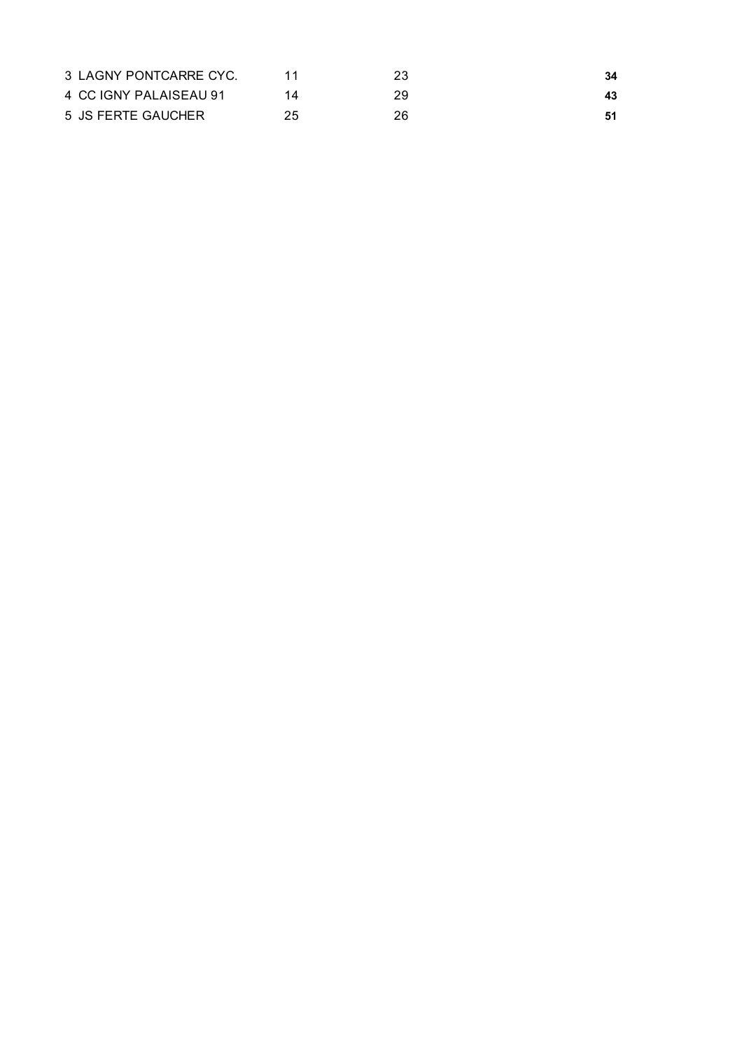| | | | | |
|---|---|---|---|---|
| 3 | LAGNY PONTCARRE CYC. | 11 | 23 | **34** |
| 4 | CC IGNY PALAISEAU 91 | 14 | 29 | **43** |
| 5 | JS FERTE GAUCHER | 25 | 26 | **51** |